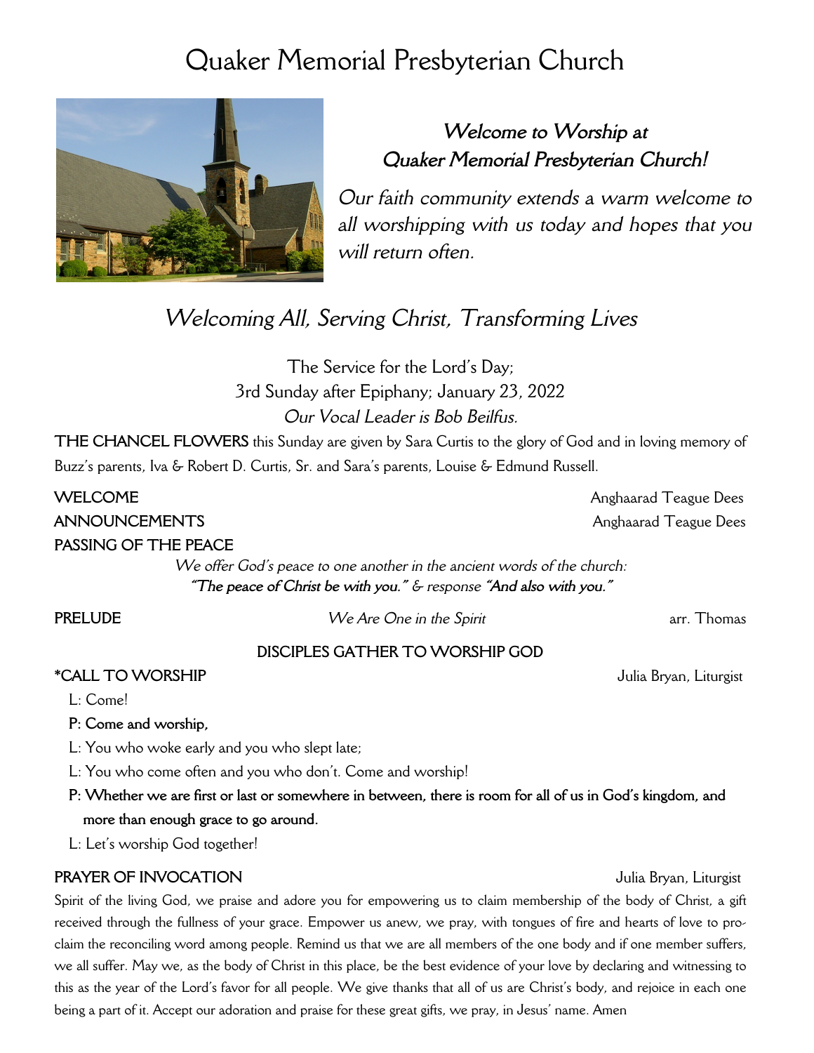# Quaker Memorial Presbyterian Church

***Welcome to Worship at Quaker Memorial Presbyterian Church!***

*Our faith community extends a warm welcome to all worshipping with us today and hopes that you will return often.*

## *Welcoming All, Serving Christ, Transforming Lives*

The Service for the Lord's Day;
3rd Sunday after Epiphany; January 23, 2022
*Our Vocal Leader is Bob Beilfus.*

**THE CHANCEL FLOWERS** this Sunday are given by Sara Curtis to the glory of God and in loving memory of Buzz's parents, Iva & Robert D. Curtis, Sr. and Sara's parents, Louise & Edmund Russell.

**WELCOME** — Anghaarad Teague Dees

**ANNOUNCEMENTS** — Anghaarad Teague Dees

**PASSING OF THE PEACE**

*We offer God's peace to one another in the ancient words of the church:*
***"The peace of Christ be with you."*** *& response* ***"And also with you."***

**PRELUDE** — *We Are One in the Spirit* — arr. Thomas

### DISCIPLES GATHER TO WORSHIP GOD

**\*CALL TO WORSHIP** — Julia Bryan, Liturgist

L: Come!

**P: Come and worship,**

L: You who woke early and you who slept late;

L: You who come often and you who don't. Come and worship!

**P: Whether we are first or last or somewhere in between, there is room for all of us in God's kingdom, and more than enough grace to go around.**

L: Let's worship God together!

**PRAYER OF INVOCATION** — Julia Bryan, Liturgist

Spirit of the living God, we praise and adore you for empowering us to claim membership of the body of Christ, a gift received through the fullness of your grace. Empower us anew, we pray, with tongues of fire and hearts of love to proclaim the reconciling word among people. Remind us that we are all members of the one body and if one member suffers, we all suffer. May we, as the body of Christ in this place, be the best evidence of your love by declaring and witnessing to this as the year of the Lord's favor for all people. We give thanks that all of us are Christ's body, and rejoice in each one being a part of it. Accept our adoration and praise for these great gifts, we pray, in Jesus' name. Amen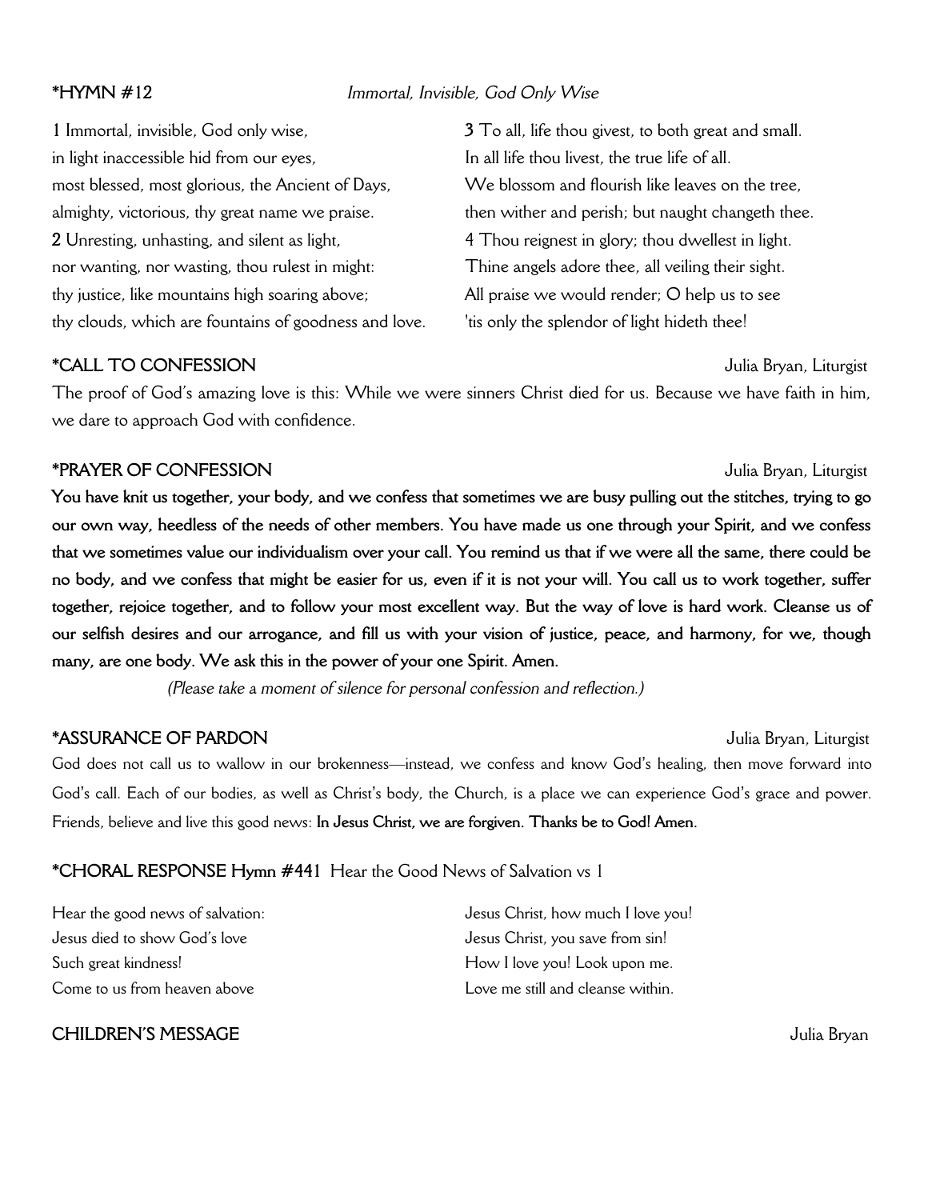**\*HYMN #12** *Immortal, Invisible, God Only Wise*

**1** Immortal, invisible, God only wise,
in light inaccessible hid from our eyes,
most blessed, most glorious, the Ancient of Days,
almighty, victorious, thy great name we praise.

**2** Unresting, unhasting, and silent as light,
nor wanting, nor wasting, thou rulest in might:
thy justice, like mountains high soaring above;
thy clouds, which are fountains of goodness and love.

**3** To all, life thou givest, to both great and small.
In all life thou livest, the true life of all.
We blossom and flourish like leaves on the tree,
then wither and perish; but naught changeth thee.

4 Thou reignest in glory; thou dwellest in light.
Thine angels adore thee, all veiling their sight.
All praise we would render; O help us to see
'tis only the splendor of light hideth thee!

**\*CALL TO CONFESSION** Julia Bryan, Liturgist

The proof of God's amazing love is this: While we were sinners Christ died for us. Because we have faith in him, we dare to approach God with confidence.

**\*PRAYER OF CONFESSION** Julia Bryan, Liturgist

**You have knit us together, your body, and we confess that sometimes we are busy pulling out the stitches, trying to go our own way, heedless of the needs of other members. You have made us one through your Spirit, and we confess that we sometimes value our individualism over your call. You remind us that if we were all the same, there could be no body, and we confess that might be easier for us, even if it is not your will. You call us to work together, suffer together, rejoice together, and to follow your most excellent way. But the way of love is hard work. Cleanse us of our selfish desires and our arrogance, and fill us with your vision of justice, peace, and harmony, for we, though many, are one body. We ask this in the power of your one Spirit. Amen.**

*(Please take a moment of silence for personal confession and reflection.)*

**\*ASSURANCE OF PARDON** Julia Bryan, Liturgist

God does not call us to wallow in our brokenness—instead, we confess and know God's healing, then move forward into God's call. Each of our bodies, as well as Christ's body, the Church, is a place we can experience God's grace and power. Friends, believe and live this good news: **In Jesus Christ, we are forgiven. Thanks be to God! Amen.**

**\*CHORAL RESPONSE Hymn #441** Hear the Good News of Salvation vs 1

Hear the good news of salvation:
Jesus died to show God's love
Such great kindness!
Come to us from heaven above
Jesus Christ, how much I love you!
Jesus Christ, you save from sin!
How I love you! Look upon me.
Love me still and cleanse within.

**CHILDREN'S MESSAGE** Julia Bryan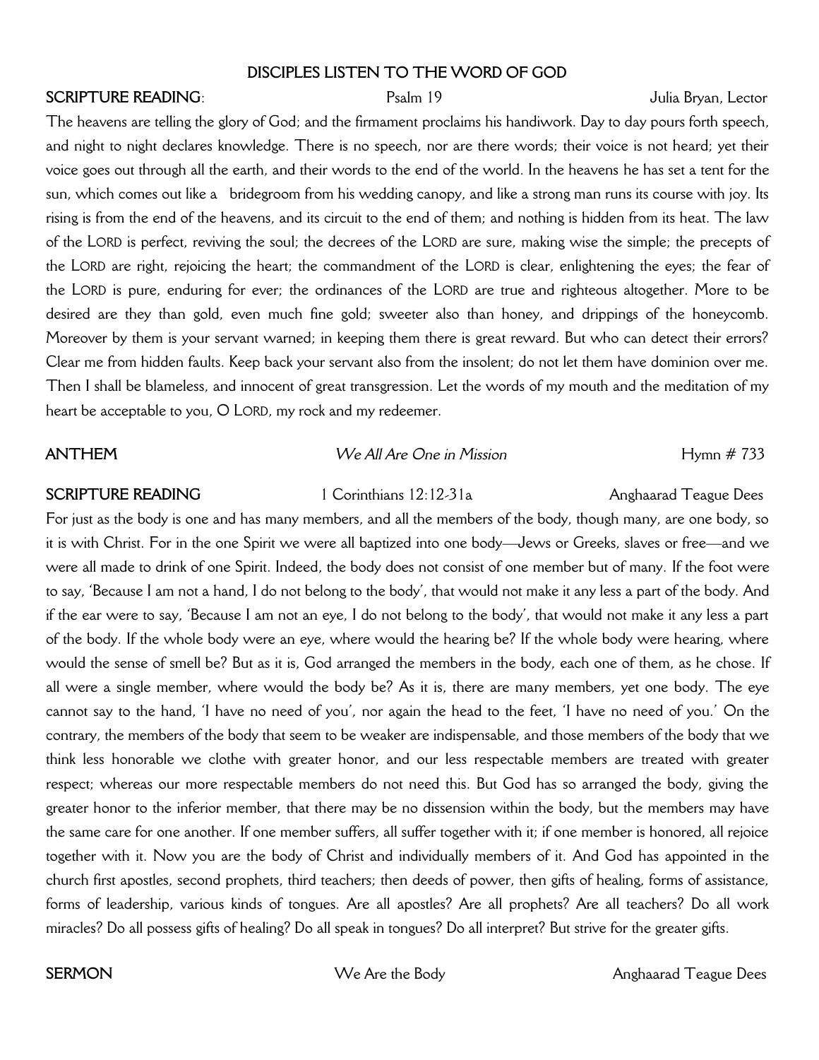## DISCIPLES LISTEN TO THE WORD OF GOD

**SCRIPTURE READING**: Psalm 19 Julia Bryan, Lector

The heavens are telling the glory of God; and the firmament proclaims his handiwork. Day to day pours forth speech, and night to night declares knowledge. There is no speech, nor are there words; their voice is not heard; yet their voice goes out through all the earth, and their words to the end of the world. In the heavens he has set a tent for the sun, which comes out like a bridegroom from his wedding canopy, and like a strong man runs its course with joy. Its rising is from the end of the heavens, and its circuit to the end of them; and nothing is hidden from its heat. The law of the LORD is perfect, reviving the soul; the decrees of the LORD are sure, making wise the simple; the precepts of the LORD are right, rejoicing the heart; the commandment of the LORD is clear, enlightening the eyes; the fear of the LORD is pure, enduring for ever; the ordinances of the LORD are true and righteous altogether. More to be desired are they than gold, even much fine gold; sweeter also than honey, and drippings of the honeycomb. Moreover by them is your servant warned; in keeping them there is great reward. But who can detect their errors? Clear me from hidden faults. Keep back your servant also from the insolent; do not let them have dominion over me. Then I shall be blameless, and innocent of great transgression. Let the words of my mouth and the meditation of my heart be acceptable to you, O LORD, my rock and my redeemer.

**ANTHEM** *We All Are One in Mission* Hymn # 733

**SCRIPTURE READING** 1 Corinthians 12:12-31a Anghaarad Teague Dees

For just as the body is one and has many members, and all the members of the body, though many, are one body, so it is with Christ. For in the one Spirit we were all baptized into one body—Jews or Greeks, slaves or free—and we were all made to drink of one Spirit. Indeed, the body does not consist of one member but of many. If the foot were to say, 'Because I am not a hand, I do not belong to the body', that would not make it any less a part of the body. And if the ear were to say, 'Because I am not an eye, I do not belong to the body', that would not make it any less a part of the body. If the whole body were an eye, where would the hearing be? If the whole body were hearing, where would the sense of smell be? But as it is, God arranged the members in the body, each one of them, as he chose. If all were a single member, where would the body be? As it is, there are many members, yet one body. The eye cannot say to the hand, 'I have no need of you', nor again the head to the feet, 'I have no need of you.' On the contrary, the members of the body that seem to be weaker are indispensable, and those members of the body that we think less honorable we clothe with greater honor, and our less respectable members are treated with greater respect; whereas our more respectable members do not need this. But God has so arranged the body, giving the greater honor to the inferior member, that there may be no dissension within the body, but the members may have the same care for one another. If one member suffers, all suffer together with it; if one member is honored, all rejoice together with it. Now you are the body of Christ and individually members of it. And God has appointed in the church first apostles, second prophets, third teachers; then deeds of power, then gifts of healing, forms of assistance, forms of leadership, various kinds of tongues. Are all apostles? Are all prophets? Are all teachers? Do all work miracles? Do all possess gifts of healing? Do all speak in tongues? Do all interpret? But strive for the greater gifts.

**SERMON** We Are the Body Anghaarad Teague Dees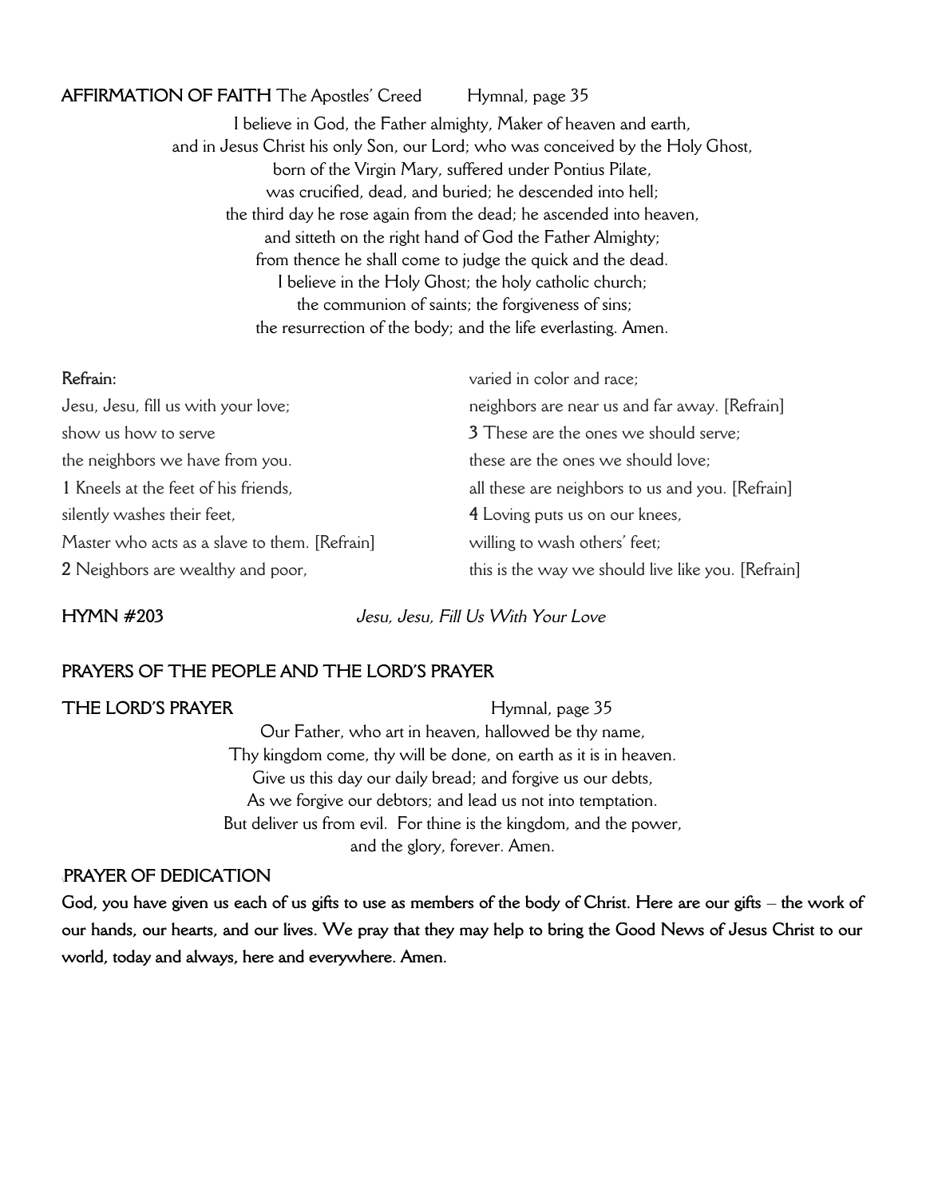**AFFIRMATION OF FAITH** The Apostles' Creed Hymnal, page 35

I believe in God, the Father almighty, Maker of heaven and earth,
and in Jesus Christ his only Son, our Lord; who was conceived by the Holy Ghost,
born of the Virgin Mary, suffered under Pontius Pilate,
was crucified, dead, and buried; he descended into hell;
the third day he rose again from the dead; he ascended into heaven,
and sitteth on the right hand of God the Father Almighty;
from thence he shall come to judge the quick and the dead.
I believe in the Holy Ghost; the holy catholic church;
the communion of saints; the forgiveness of sins;
the resurrection of the body; and the life everlasting. Amen.

**Refrain:**
Jesu, Jesu, fill us with your love;
show us how to serve
the neighbors we have from you.
**1** Kneels at the feet of his friends,
silently washes their feet,
Master who acts as a slave to them. [Refrain]
**2** Neighbors are wealthy and poor,
varied in color and race;
neighbors are near us and far away. [Refrain]
**3** These are the ones we should serve;
these are the ones we should love;
all these are neighbors to us and you. [Refrain]
**4** Loving puts us on our knees,
willing to wash others' feet;
this is the way we should live like you. [Refrain]

**HYMN #203** *Jesu, Jesu, Fill Us With Your Love*

**PRAYERS OF THE PEOPLE AND THE LORD'S PRAYER**

**THE LORD'S PRAYER** Hymnal, page 35

Our Father, who art in heaven, hallowed be thy name,
Thy kingdom come, thy will be done, on earth as it is in heaven.
Give us this day our daily bread; and forgive us our debts,
As we forgive our debtors; and lead us not into temptation.
But deliver us from evil. For thine is the kingdom, and the power,
and the glory, forever. Amen.

**PRAYER OF DEDICATION**

**God, you have given us each of us gifts to use as members of the body of Christ. Here are our gifts – the work of our hands, our hearts, and our lives. We pray that they may help to bring the Good News of Jesus Christ to our world, today and always, here and everywhere. Amen.**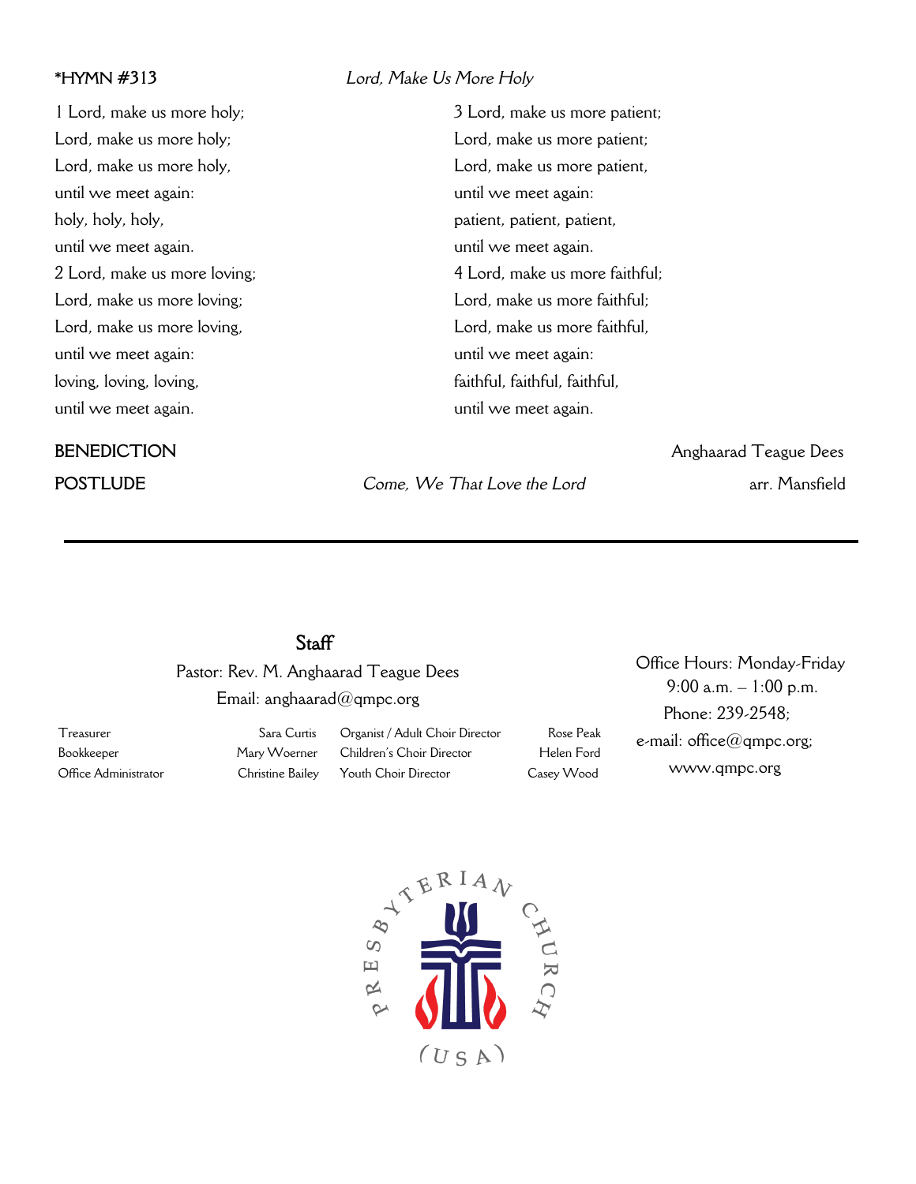**\*HYMN #313** *Lord, Make Us More Holy*

1 Lord, make us more holy;
Lord, make us more holy;
Lord, make us more holy,
until we meet again:
holy, holy, holy,
until we meet again.

2 Lord, make us more loving;
Lord, make us more loving;
Lord, make us more loving,
until we meet again:
loving, loving, loving,
until we meet again.

3 Lord, make us more patient;
Lord, make us more patient;
Lord, make us more patient,
until we meet again:
patient, patient, patient,
until we meet again.

4 Lord, make us more faithful;
Lord, make us more faithful;
Lord, make us more faithful,
until we meet again:
faithful, faithful, faithful,
until we meet again.

**BENEDICTION** Anghaarad Teague Dees

**POSTLUDE** *Come, We That Love the Lord* arr. Mansfield

---

## Staff

Pastor: Rev. M. Anghaarad Teague Dees
Email: anghaarad@qmpc.org

| | | | |
|---|---|---|---|
| Treasurer | Sara Curtis | Organist / Adult Choir Director | Rose Peak |
| Bookkeeper | Mary Woerner | Children's Choir Director | Helen Ford |
| Office Administrator | Christine Bailey | Youth Choir Director | Casey Wood |

Office Hours: Monday-Friday
9:00 a.m. – 1:00 p.m.
Phone: 239-2548;
e-mail: office@qmpc.org;
www.qmpc.org

PRESBYTERIAN CHURCH (USA)